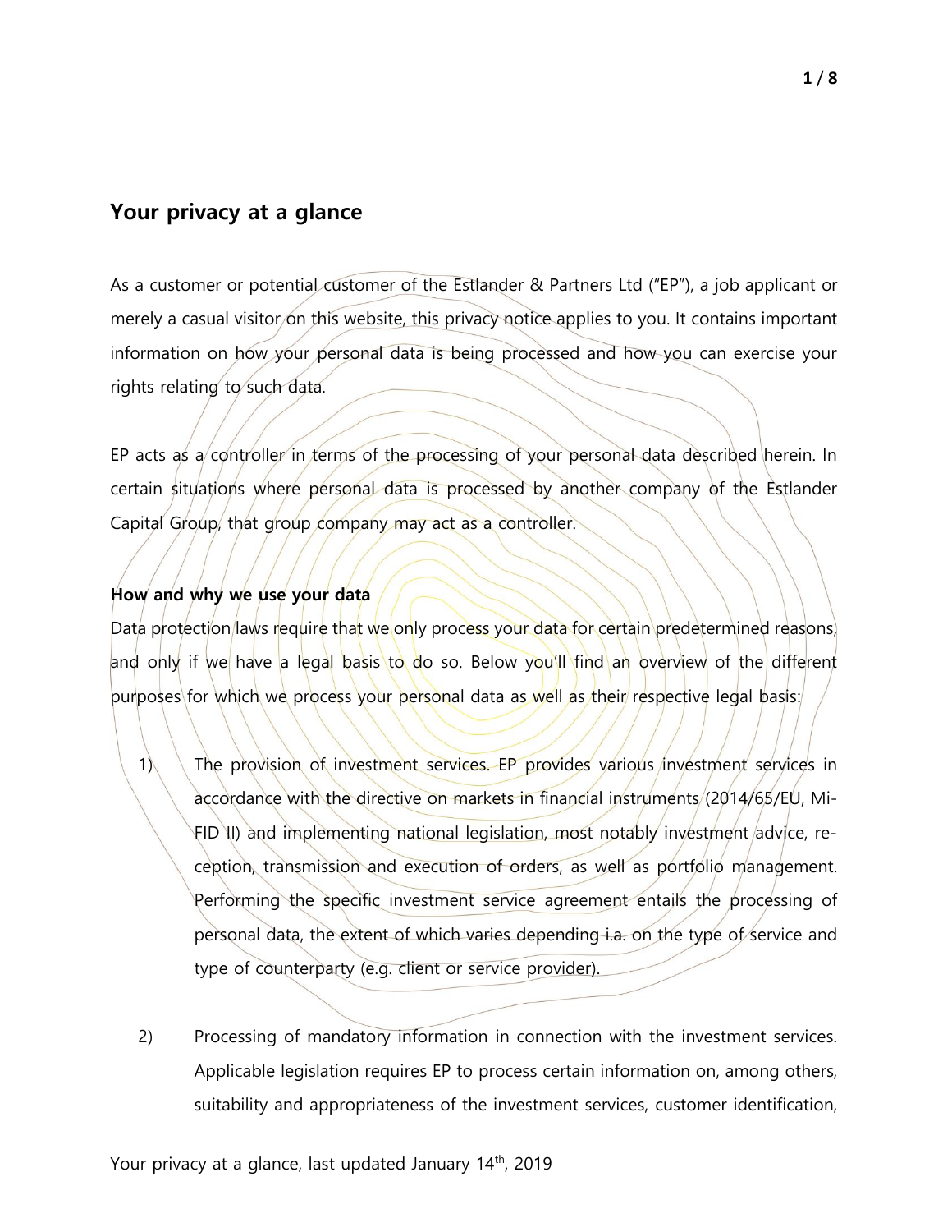# Your privacy at a glance

As a customer or potential customer of the Estlander & Partners Ltd ("EP"), a job applicant or merely a casual visitor on this website, this privacy notice applies to you. It contains important information on how your personal data is being processed and how you can exercise your rights relating to such data.

EP acts as a controller in terms of the processing of your personal data described herein. In certain situations where personal data is processed by another company of the Estlander Capital Group, that group company may act as a controller.

**How and why we use your data**

Data protection laws require that we only process your data for certain predetermined reasons, and only if we have a legal basis to do so. Below you'll find an overview of the different purposes for which we process your personal data as well as their respective legal basis:

1) The provision of investment services. EP provides various investment services in accordance with the directive on markets in financial instruments (2014/65/EU, MiFID II) and implementing national legislation, most notably investment advice, reception, transmission and execution of orders, as well as portfolio management. Performing the specific investment service agreement entails the processing of personal data, the extent of which varies depending i.a. on the type of service and type of counterparty (e.g. client or service provider).

2) Processing of mandatory information in connection with the investment services. Applicable legislation requires EP to process certain information on, among others, suitability and appropriateness of the investment services, customer identification,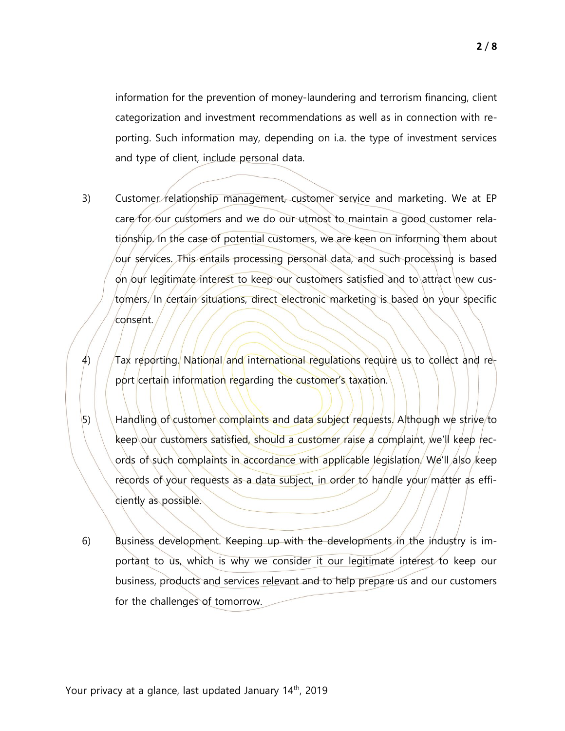information for the prevention of money-laundering and terrorism financing, client categorization and investment recommendations as well as in connection with reporting. Such information may, depending on i.a. the type of investment services and type of client, include personal data.

3) Customer relationship management, customer service and marketing. We at EP care for our customers and we do our utmost to maintain a good customer relationship. In the case of potential customers, we are keen on informing them about our services. This entails processing personal data, and such processing is based on our legitimate interest to keep our customers satisfied and to attract new customers. In certain situations, direct electronic marketing is based on your specific consent.

4) Tax reporting. National and international regulations require us to collect and report certain information regarding the customer's taxation.

5) Handling of customer complaints and data subject requests. Although we strive to keep our customers satisfied, should a customer raise a complaint, we'll keep records of such complaints in accordance with applicable legislation. We'll also keep records of your requests as a data subject, in order to handle your matter as efficiently as possible.

6) Business development. Keeping up with the developments in the industry is important to us, which is why we consider it our legitimate interest to keep our business, products and services relevant and to help prepare us and our customers for the challenges of tomorrow.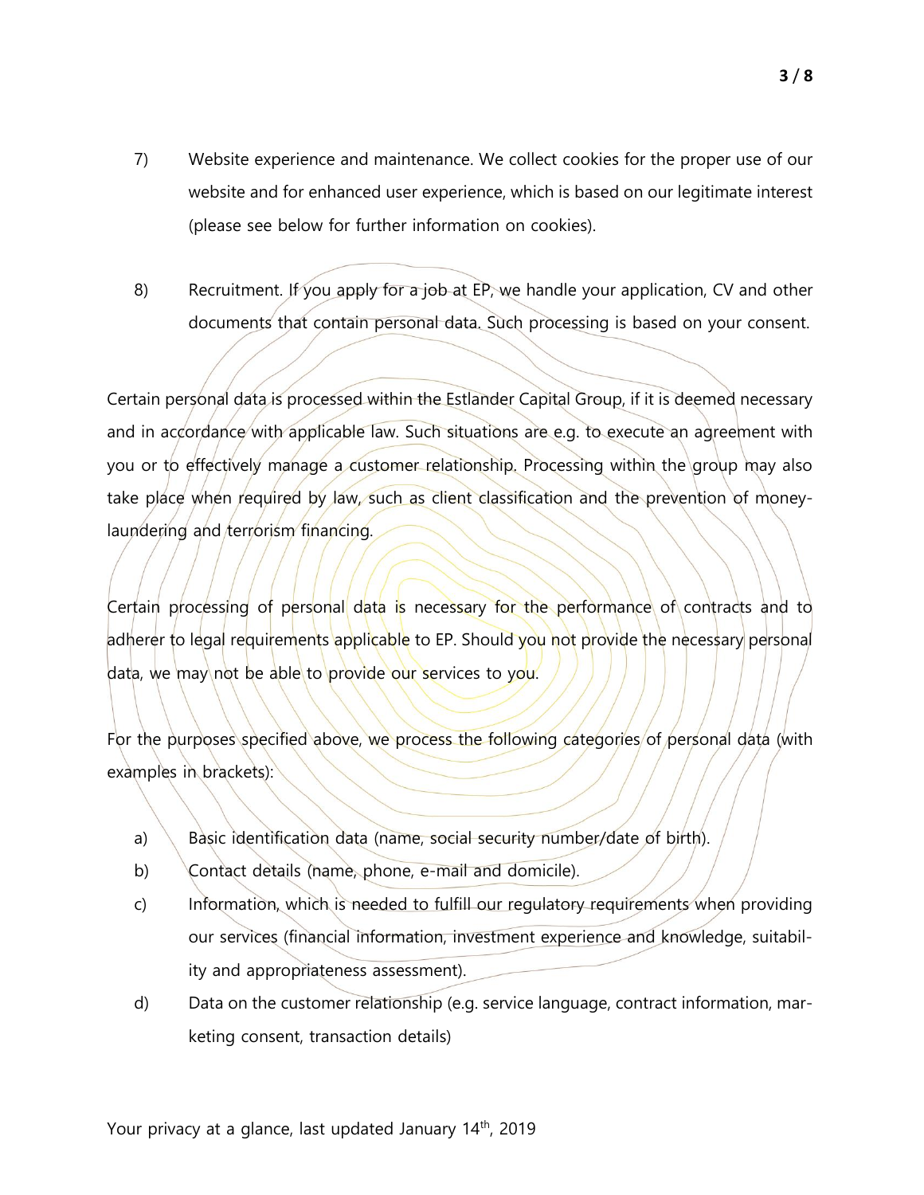7) Website experience and maintenance. We collect cookies for the proper use of our website and for enhanced user experience, which is based on our legitimate interest (please see below for further information on cookies).

8) Recruitment. If you apply for a job at EP, we handle your application, CV and other documents that contain personal data. Such processing is based on your consent.

Certain personal data is processed within the Estlander Capital Group, if it is deemed necessary and in accordance with applicable law. Such situations are e.g. to execute an agreement with you or to effectively manage a customer relationship. Processing within the group may also take place when required by law, such as client classification and the prevention of money-laundering and terrorism financing.

Certain processing of personal data is necessary for the performance of contracts and to adherer to legal requirements applicable to EP. Should you not provide the necessary personal data, we may not be able to provide our services to you.

For the purposes specified above, we process the following categories of personal data (with examples in brackets):

a) Basic identification data (name, social security number/date of birth).
b) Contact details (name, phone, e-mail and domicile).
c) Information, which is needed to fulfill our regulatory requirements when providing our services (financial information, investment experience and knowledge, suitability and appropriateness assessment).
d) Data on the customer relationship (e.g. service language, contract information, marketing consent, transaction details)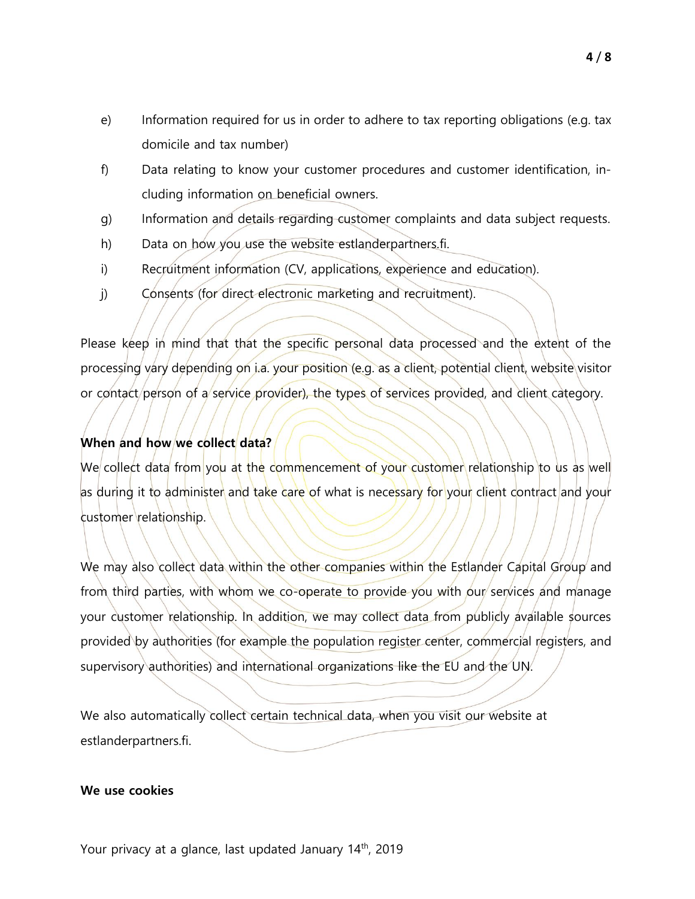e) Information required for us in order to adhere to tax reporting obligations (e.g. tax domicile and tax number)

f) Data relating to know your customer procedures and customer identification, including information on beneficial owners.

g) Information and details regarding customer complaints and data subject requests.

h) Data on how you use the website estlanderpartners.fi.

i) Recruitment information (CV, applications, experience and education).

j) Consents (for direct electronic marketing and recruitment).

Please keep in mind that that the specific personal data processed and the extent of the processing vary depending on i.a. your position (e.g. as a client, potential client, website visitor or contact person of a service provider), the types of services provided, and client category.

**When and how we collect data?**

We collect data from you at the commencement of your customer relationship to us as well as during it to administer and take care of what is necessary for your client contract and your customer relationship.

We may also collect data within the other companies within the Estlander Capital Group and from third parties, with whom we co-operate to provide you with our services and manage your customer relationship. In addition, we may collect data from publicly available sources provided by authorities (for example the population register center, commercial registers, and supervisory authorities) and international organizations like the EU and the UN.

We also automatically collect certain technical data, when you visit our website at estlanderpartners.fi.

**We use cookies**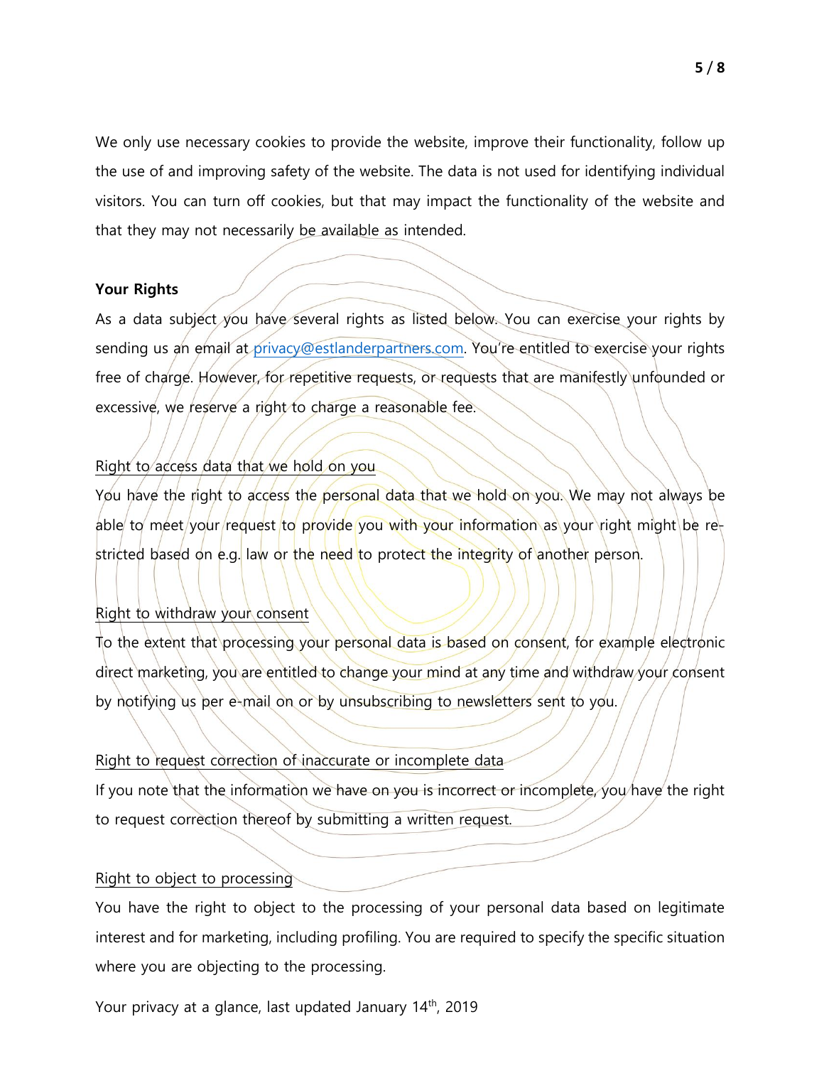We only use necessary cookies to provide the website, improve their functionality, follow up the use of and improving safety of the website. The data is not used for identifying individual visitors. You can turn off cookies, but that may impact the functionality of the website and that they may not necessarily be available as intended.

**Your Rights**

As a data subject you have several rights as listed below. You can exercise your rights by sending us an email at privacy@estlanderpartners.com. You're entitled to exercise your rights free of charge. However, for repetitive requests, or requests that are manifestly unfounded or excessive, we reserve a right to charge a reasonable fee.

Right to access data that we hold on you

You have the right to access the personal data that we hold on you. We may not always be able to meet your request to provide you with your information as your right might be restricted based on e.g. law or the need to protect the integrity of another person.

Right to withdraw your consent

To the extent that processing your personal data is based on consent, for example electronic direct marketing, you are entitled to change your mind at any time and withdraw your consent by notifying us per e-mail on or by unsubscribing to newsletters sent to you.

Right to request correction of inaccurate or incomplete data

If you note that the information we have on you is incorrect or incomplete, you have the right to request correction thereof by submitting a written request.

Right to object to processing

You have the right to object to the processing of your personal data based on legitimate interest and for marketing, including profiling. You are required to specify the specific situation where you are objecting to the processing.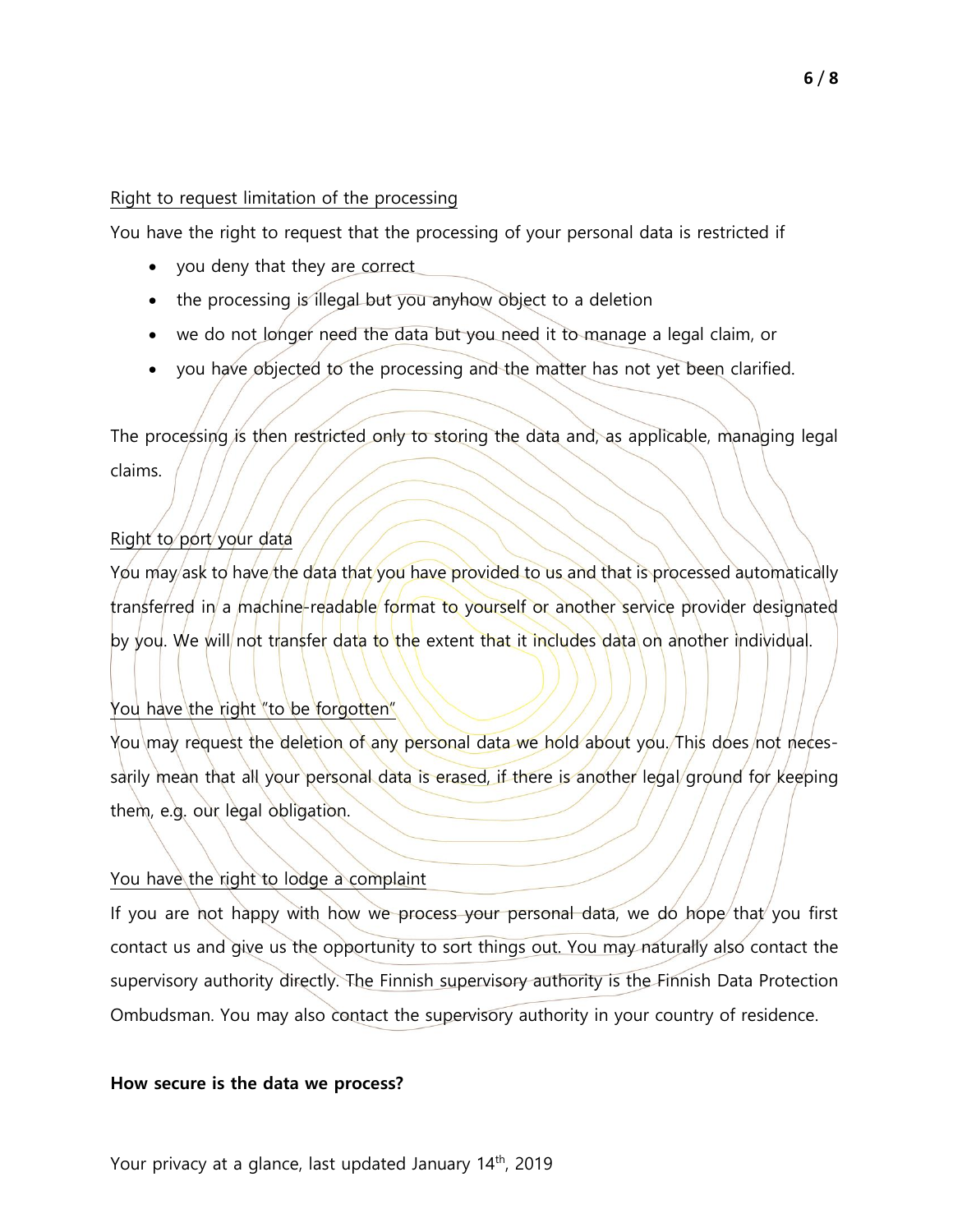Right to request limitation of the processing

You have the right to request that the processing of your personal data is restricted if

- you deny that they are correct
- the processing is illegal but you anyhow object to a deletion
- we do not longer need the data but you need it to manage a legal claim, or
- you have objected to the processing and the matter has not yet been clarified.

The processing is then restricted only to storing the data and, as applicable, managing legal claims.

Right to port your data

You may ask to have the data that you have provided to us and that is processed automatically transferred in a machine-readable format to yourself or another service provider designated by you. We will not transfer data to the extent that it includes data on another individual.

You have the right "to be forgotten"

You may request the deletion of any personal data we hold about you. This does not necessarily mean that all your personal data is erased, if there is another legal ground for keeping them, e.g. our legal obligation.

You have the right to lodge a complaint

If you are not happy with how we process your personal data, we do hope that you first contact us and give us the opportunity to sort things out. You may naturally also contact the supervisory authority directly. The Finnish supervisory authority is the Finnish Data Protection Ombudsman. You may also contact the supervisory authority in your country of residence.

**How secure is the data we process?**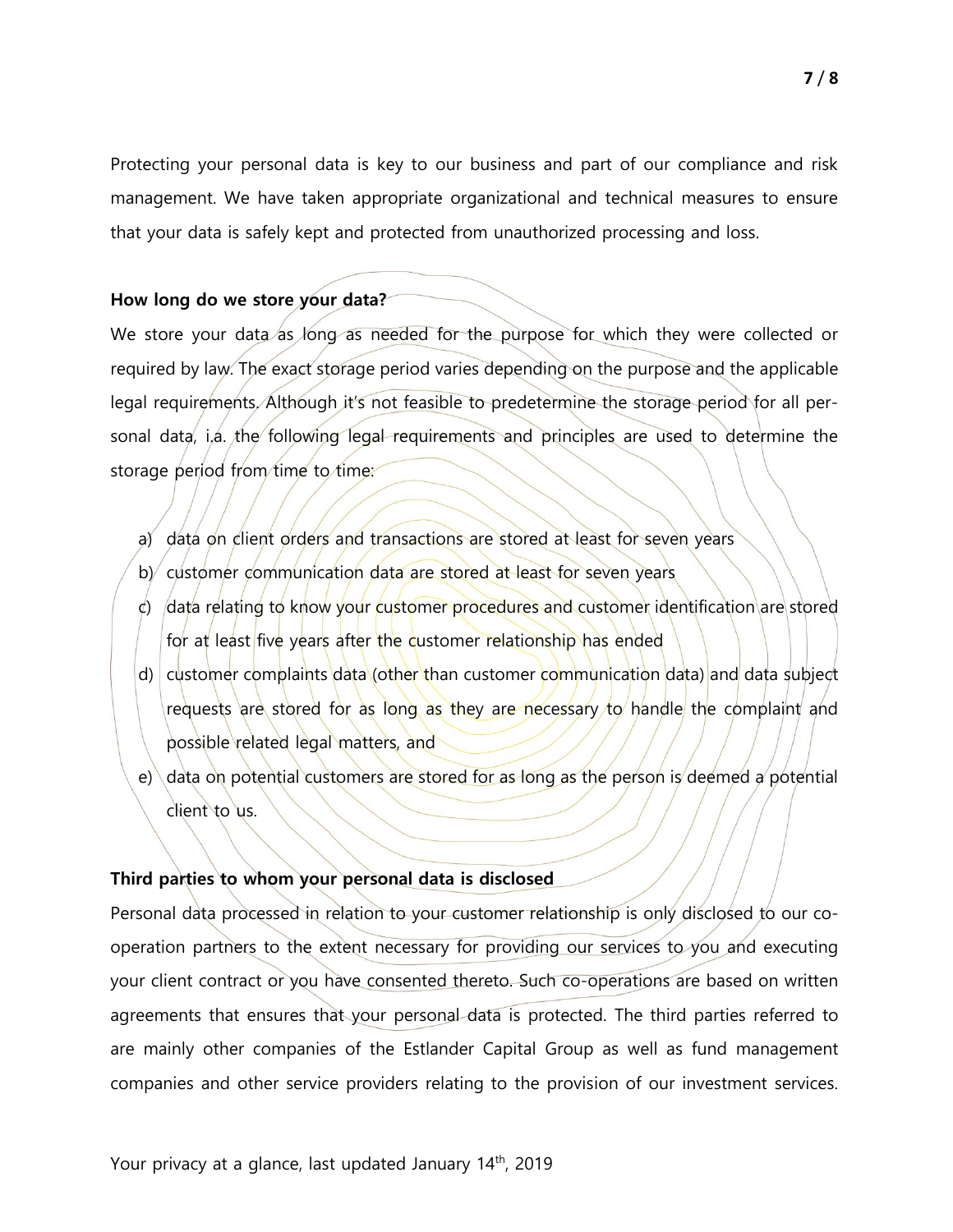Protecting your personal data is key to our business and part of our compliance and risk management. We have taken appropriate organizational and technical measures to ensure that your data is safely kept and protected from unauthorized processing and loss.

**How long do we store your data?**

We store your data as long as needed for the purpose for which they were collected or required by law. The exact storage period varies depending on the purpose and the applicable legal requirements. Although it's not feasible to predetermine the storage period for all personal data, i.a. the following legal requirements and principles are used to determine the storage period from time to time:

a) data on client orders and transactions are stored at least for seven years
b) customer communication data are stored at least for seven years
c) data relating to know your customer procedures and customer identification are stored for at least five years after the customer relationship has ended
d) customer complaints data (other than customer communication data) and data subject requests are stored for as long as they are necessary to handle the complaint and possible related legal matters, and
e) data on potential customers are stored for as long as the person is deemed a potential client to us.

**Third parties to whom your personal data is disclosed**

Personal data processed in relation to your customer relationship is only disclosed to our co-operation partners to the extent necessary for providing our services to you and executing your client contract or you have consented thereto. Such co-operations are based on written agreements that ensures that your personal data is protected. The third parties referred to are mainly other companies of the Estlander Capital Group as well as fund management companies and other service providers relating to the provision of our investment services.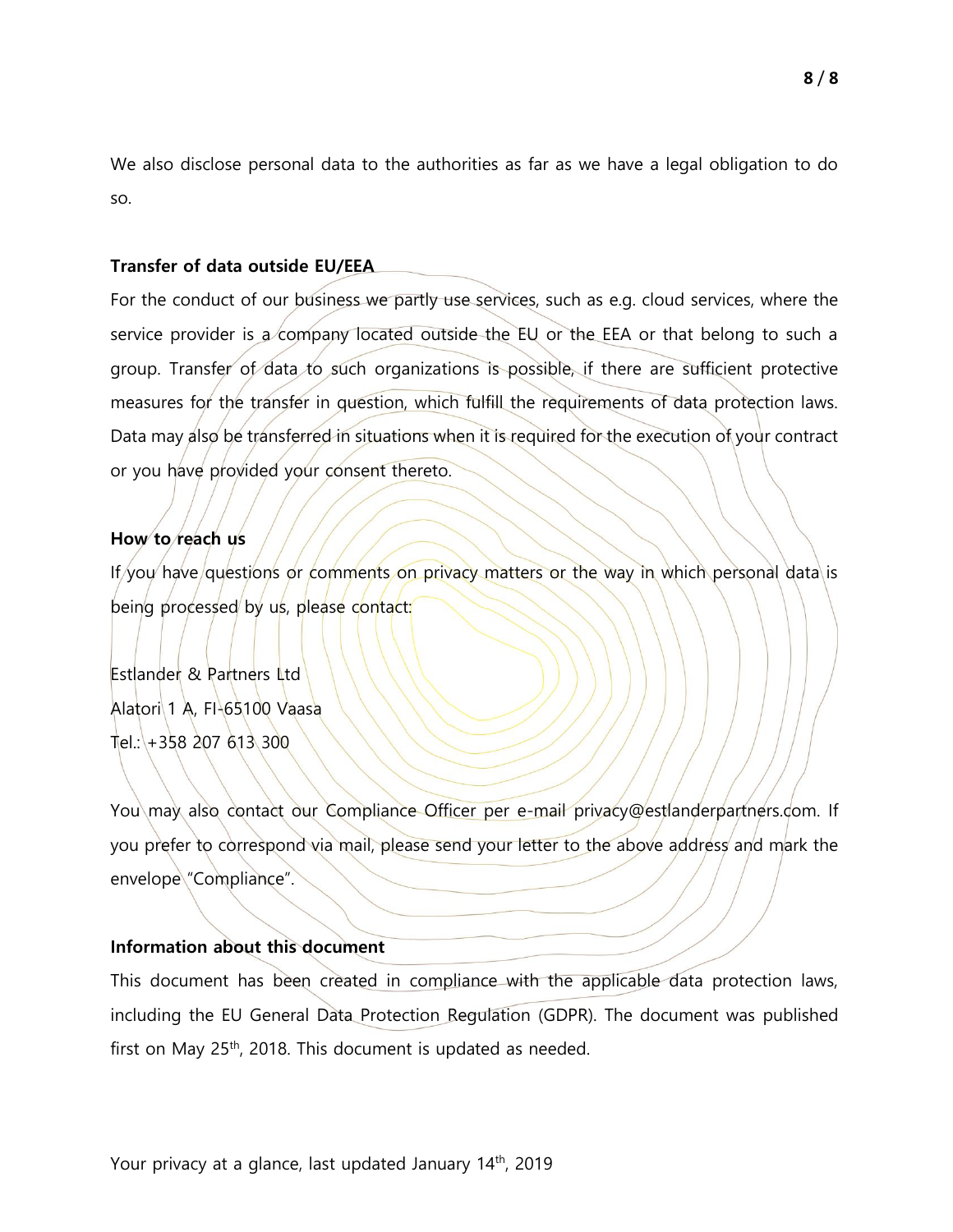We also disclose personal data to the authorities as far as we have a legal obligation to do so.

**Transfer of data outside EU/EEA**

For the conduct of our business we partly use services, such as e.g. cloud services, where the service provider is a company located outside the EU or the EEA or that belong to such a group. Transfer of data to such organizations is possible, if there are sufficient protective measures for the transfer in question, which fulfill the requirements of data protection laws. Data may also be transferred in situations when it is required for the execution of your contract or you have provided your consent thereto.

**How to reach us**

If you have questions or comments on privacy matters or the way in which personal data is being processed by us, please contact:

Estlander & Partners Ltd
Alatori 1 A, FI-65100 Vaasa
Tel.: +358 207 613 300

You may also contact our Compliance Officer per e-mail privacy@estlanderpartners.com. If you prefer to correspond via mail, please send your letter to the above address and mark the envelope "Compliance".

**Information about this document**

This document has been created in compliance with the applicable data protection laws, including the EU General Data Protection Regulation (GDPR). The document was published first on May 25th, 2018. This document is updated as needed.

Your privacy at a glance, last updated January 14th, 2019